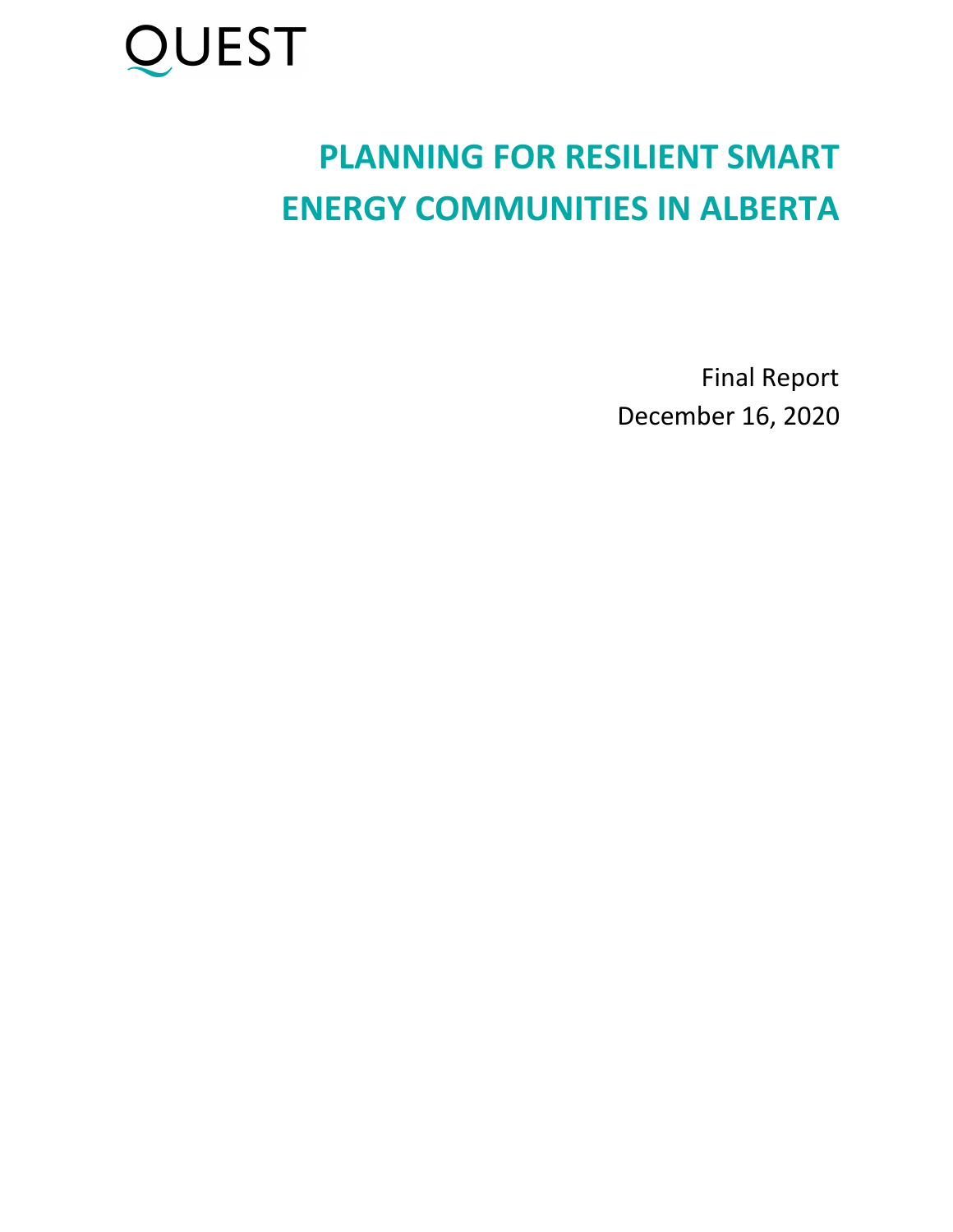QUEST

# PLANNING FOR RESILIENT SMART ENERGY COMMUNITIES IN ALBERTA

Final Report

December 16, 2020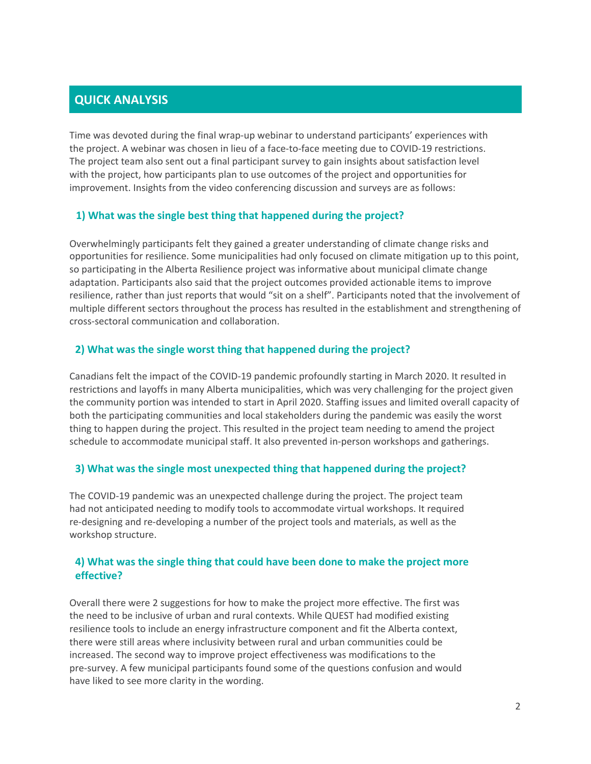## QUICK ANALYSIS

Time was devoted during the final wrap-up webinar to understand participants' experiences with the project. A webinar was chosen in lieu of a face-to-face meeting due to COVID-19 restrictions. The project team also sent out a final participant survey to gain insights about satisfaction level with the project, how participants plan to use outcomes of the project and opportunities for improvement. Insights from the video conferencing discussion and surveys are as follows:

### 1) What was the single best thing that happened during the project?

Overwhelmingly participants felt they gained a greater understanding of climate change risks and opportunities for resilience. Some municipalities had only focused on climate mitigation up to this point, so participating in the Alberta Resilience project was informative about municipal climate change adaptation. Participants also said that the project outcomes provided actionable items to improve resilience, rather than just reports that would "sit on a shelf". Participants noted that the involvement of multiple different sectors throughout the process has resulted in the establishment and strengthening of cross-sectoral communication and collaboration.

### 2) What was the single worst thing that happened during the project?

Canadians felt the impact of the COVID-19 pandemic profoundly starting in March 2020. It resulted in restrictions and layoffs in many Alberta municipalities, which was very challenging for the project given the community portion was intended to start in April 2020. Staffing issues and limited overall capacity of both the participating communities and local stakeholders during the pandemic was easily the worst thing to happen during the project. This resulted in the project team needing to amend the project schedule to accommodate municipal staff. It also prevented in-person workshops and gatherings.

### 3) What was the single most unexpected thing that happened during the project?

The COVID-19 pandemic was an unexpected challenge during the project. The project team had not anticipated needing to modify tools to accommodate virtual workshops. It required re-designing and re-developing a number of the project tools and materials, as well as the workshop structure.

### 4) What was the single thing that could have been done to make the project more effective?

Overall there were 2 suggestions for how to make the project more effective. The first was the need to be inclusive of urban and rural contexts. While QUEST had modified existing resilience tools to include an energy infrastructure component and fit the Alberta context, there were still areas where inclusivity between rural and urban communities could be increased. The second way to improve project effectiveness was modifications to the pre-survey. A few municipal participants found some of the questions confusion and would have liked to see more clarity in the wording.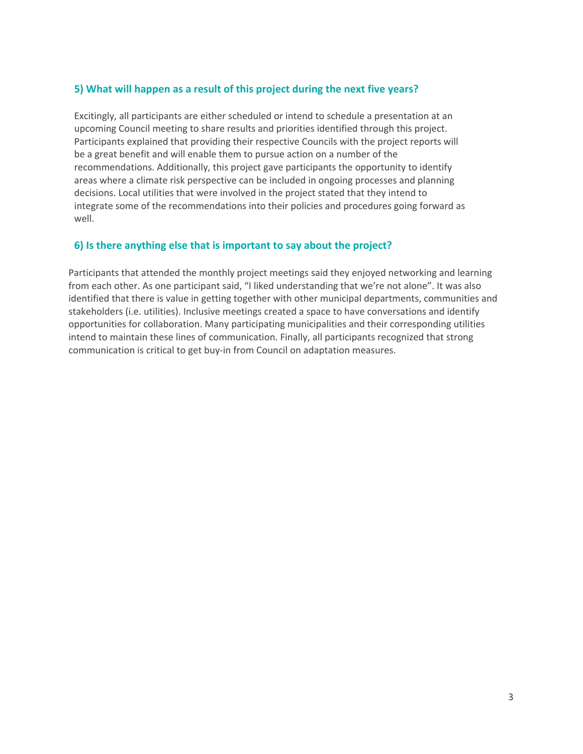### 5) What will happen as a result of this project during the next five years?

Excitingly, all participants are either scheduled or intend to schedule a presentation at an upcoming Council meeting to share results and priorities identified through this project. Participants explained that providing their respective Councils with the project reports will be a great benefit and will enable them to pursue action on a number of the recommendations. Additionally, this project gave participants the opportunity to identify areas where a climate risk perspective can be included in ongoing processes and planning decisions. Local utilities that were involved in the project stated that they intend to integrate some of the recommendations into their policies and procedures going forward as well.

### 6) Is there anything else that is important to say about the project?

Participants that attended the monthly project meetings said they enjoyed networking and learning from each other. As one participant said, "I liked understanding that we're not alone". It was also identified that there is value in getting together with other municipal departments, communities and stakeholders (i.e. utilities). Inclusive meetings created a space to have conversations and identify opportunities for collaboration. Many participating municipalities and their corresponding utilities intend to maintain these lines of communication. Finally, all participants recognized that strong communication is critical to get buy-in from Council on adaptation measures.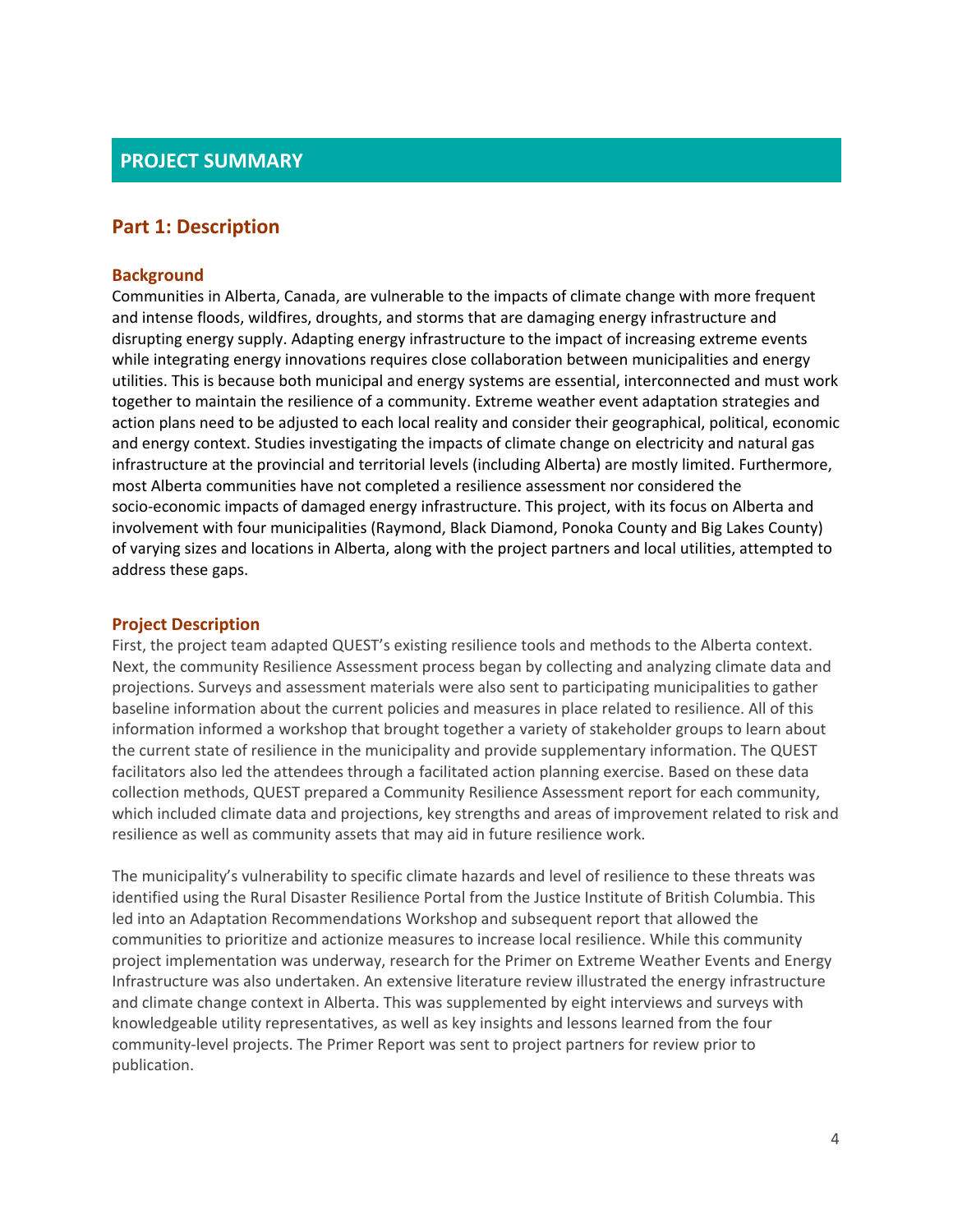# PROJECT SUMMARY

## Part 1: Description

### Background

Communities in Alberta, Canada, are vulnerable to the impacts of climate change with more frequent and intense floods, wildfires, droughts, and storms that are damaging energy infrastructure and disrupting energy supply. Adapting energy infrastructure to the impact of increasing extreme events while integrating energy innovations requires close collaboration between municipalities and energy utilities. This is because both municipal and energy systems are essential, interconnected and must work together to maintain the resilience of a community. Extreme weather event adaptation strategies and action plans need to be adjusted to each local reality and consider their geographical, political, economic and energy context. Studies investigating the impacts of climate change on electricity and natural gas infrastructure at the provincial and territorial levels (including Alberta) are mostly limited. Furthermore, most Alberta communities have not completed a resilience assessment nor considered the socio-economic impacts of damaged energy infrastructure. This project, with its focus on Alberta and involvement with four municipalities (Raymond, Black Diamond, Ponoka County and Big Lakes County) of varying sizes and locations in Alberta, along with the project partners and local utilities, attempted to address these gaps.

### Project Description

First, the project team adapted QUEST's existing resilience tools and methods to the Alberta context. Next, the community Resilience Assessment process began by collecting and analyzing climate data and projections. Surveys and assessment materials were also sent to participating municipalities to gather baseline information about the current policies and measures in place related to resilience. All of this information informed a workshop that brought together a variety of stakeholder groups to learn about the current state of resilience in the municipality and provide supplementary information. The QUEST facilitators also led the attendees through a facilitated action planning exercise. Based on these data collection methods, QUEST prepared a Community Resilience Assessment report for each community, which included climate data and projections, key strengths and areas of improvement related to risk and resilience as well as community assets that may aid in future resilience work.

The municipality's vulnerability to specific climate hazards and level of resilience to these threats was identified using the Rural Disaster Resilience Portal from the Justice Institute of British Columbia. This led into an Adaptation Recommendations Workshop and subsequent report that allowed the communities to prioritize and actionize measures to increase local resilience. While this community project implementation was underway, research for the Primer on Extreme Weather Events and Energy Infrastructure was also undertaken. An extensive literature review illustrated the energy infrastructure and climate change context in Alberta. This was supplemented by eight interviews and surveys with knowledgeable utility representatives, as well as key insights and lessons learned from the four community-level projects. The Primer Report was sent to project partners for review prior to publication.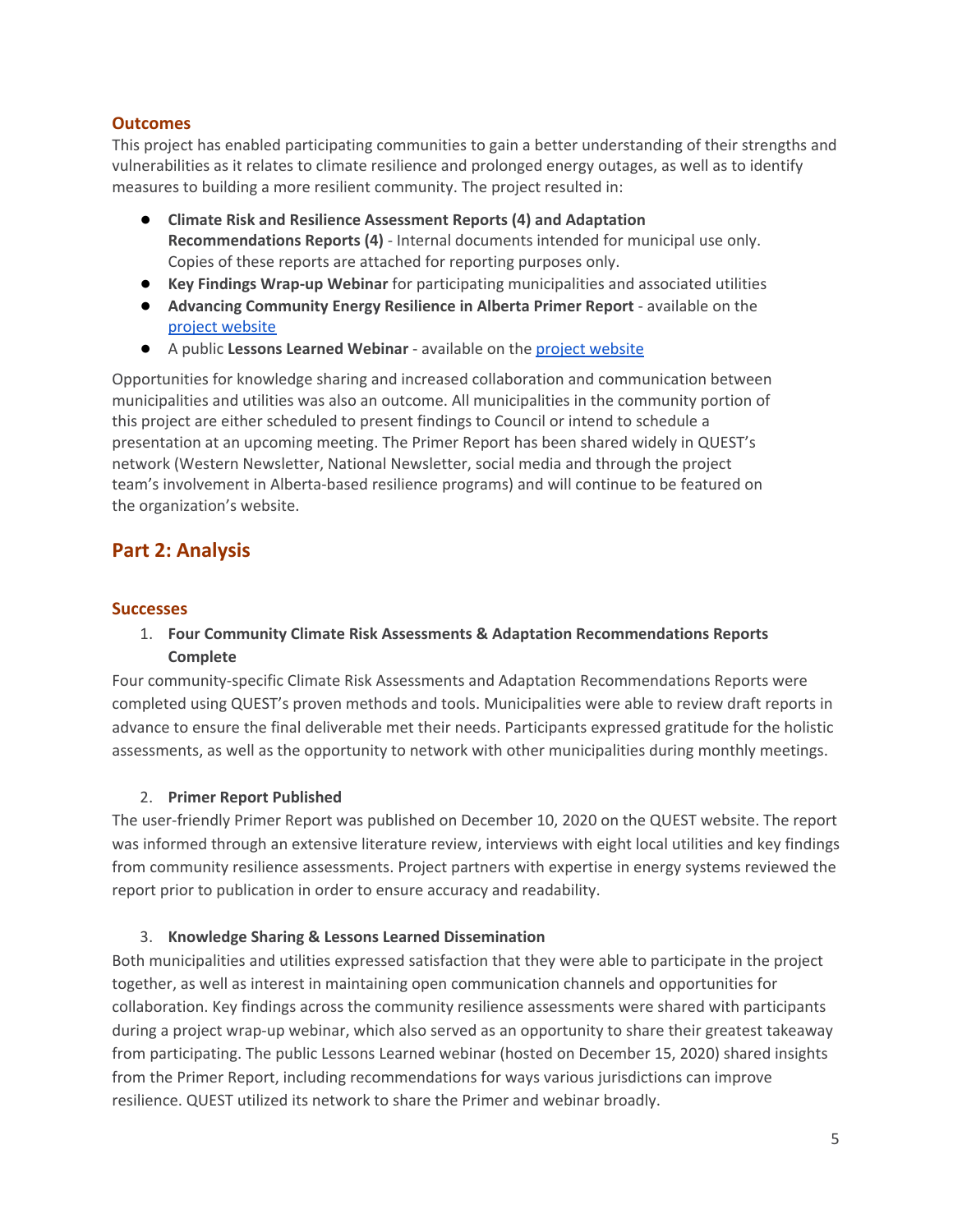### Outcomes

This project has enabled participating communities to gain a better understanding of their strengths and vulnerabilities as it relates to climate resilience and prolonged energy outages, as well as to identify measures to building a more resilient community. The project resulted in:

- **Climate Risk and Resilience Assessment Reports (4) and Adaptation Recommendations Reports (4)** - Internal documents intended for municipal use only. Copies of these reports are attached for reporting purposes only.
- **Key Findings Wrap-up Webinar** for participating municipalities and associated utilities
- **Advancing Community Energy Resilience in Alberta Primer Report** - available on the project website
- A public **Lessons Learned Webinar** - available on the project website

Opportunities for knowledge sharing and increased collaboration and communication between municipalities and utilities was also an outcome. All municipalities in the community portion of this project are either scheduled to present findings to Council or intend to schedule a presentation at an upcoming meeting. The Primer Report has been shared widely in QUEST's network (Western Newsletter, National Newsletter, social media and through the project team's involvement in Alberta-based resilience programs) and will continue to be featured on the organization's website.

## Part 2: Analysis

### Successes

1. **Four Community Climate Risk Assessments & Adaptation Recommendations Reports Complete**

Four community-specific Climate Risk Assessments and Adaptation Recommendations Reports were completed using QUEST's proven methods and tools. Municipalities were able to review draft reports in advance to ensure the final deliverable met their needs. Participants expressed gratitude for the holistic assessments, as well as the opportunity to network with other municipalities during monthly meetings.

2. **Primer Report Published**

The user-friendly Primer Report was published on December 10, 2020 on the QUEST website. The report was informed through an extensive literature review, interviews with eight local utilities and key findings from community resilience assessments. Project partners with expertise in energy systems reviewed the report prior to publication in order to ensure accuracy and readability.

3. **Knowledge Sharing & Lessons Learned Dissemination**

Both municipalities and utilities expressed satisfaction that they were able to participate in the project together, as well as interest in maintaining open communication channels and opportunities for collaboration. Key findings across the community resilience assessments were shared with participants during a project wrap-up webinar, which also served as an opportunity to share their greatest takeaway from participating. The public Lessons Learned webinar (hosted on December 15, 2020) shared insights from the Primer Report, including recommendations for ways various jurisdictions can improve resilience. QUEST utilized its network to share the Primer and webinar broadly.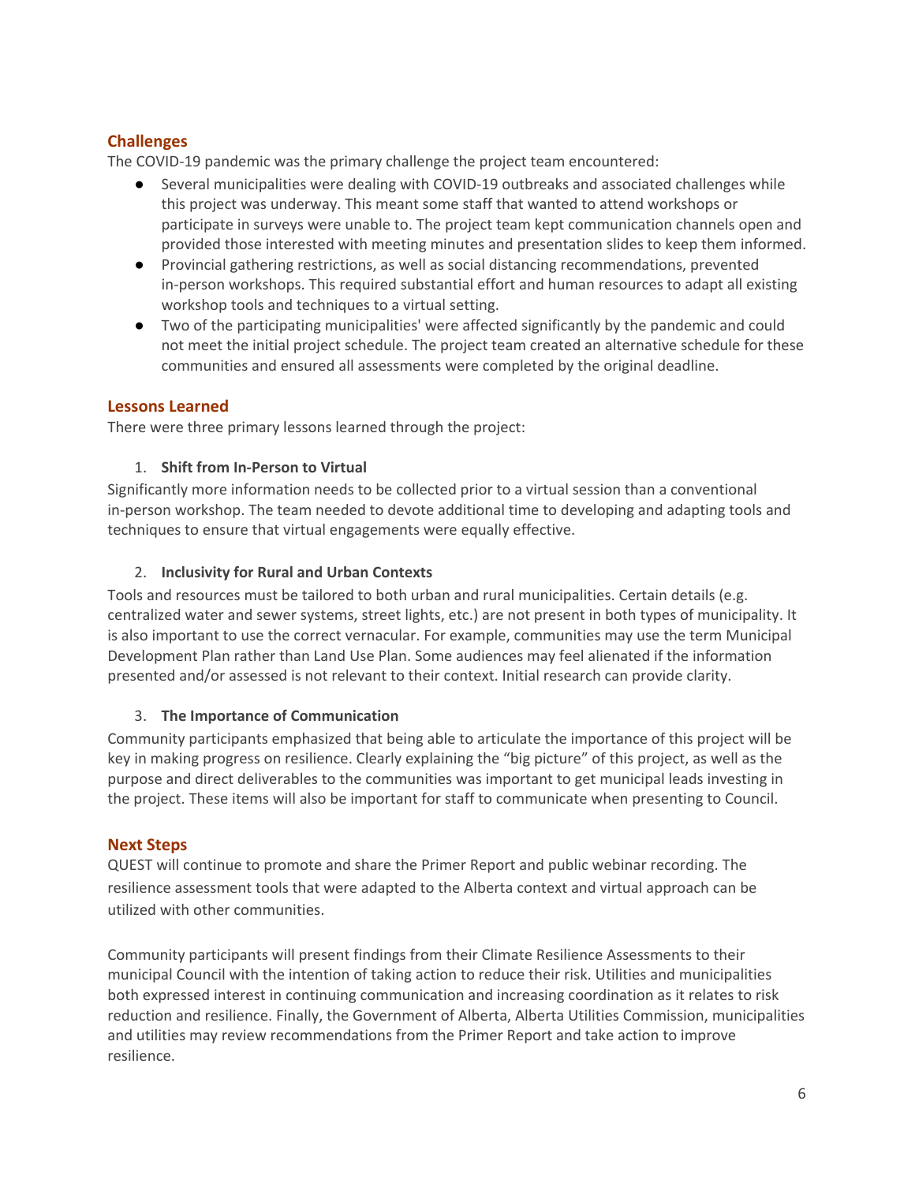## Challenges

The COVID-19 pandemic was the primary challenge the project team encountered:

- Several municipalities were dealing with COVID-19 outbreaks and associated challenges while this project was underway. This meant some staff that wanted to attend workshops or participate in surveys were unable to. The project team kept communication channels open and provided those interested with meeting minutes and presentation slides to keep them informed.
- Provincial gathering restrictions, as well as social distancing recommendations, prevented in-person workshops. This required substantial effort and human resources to adapt all existing workshop tools and techniques to a virtual setting.
- Two of the participating municipalities' were affected significantly by the pandemic and could not meet the initial project schedule. The project team created an alternative schedule for these communities and ensured all assessments were completed by the original deadline.

## Lessons Learned

There were three primary lessons learned through the project:

1. **Shift from In-Person to Virtual**

Significantly more information needs to be collected prior to a virtual session than a conventional in-person workshop. The team needed to devote additional time to developing and adapting tools and techniques to ensure that virtual engagements were equally effective.

2. **Inclusivity for Rural and Urban Contexts**

Tools and resources must be tailored to both urban and rural municipalities. Certain details (e.g. centralized water and sewer systems, street lights, etc.) are not present in both types of municipality. It is also important to use the correct vernacular. For example, communities may use the term Municipal Development Plan rather than Land Use Plan. Some audiences may feel alienated if the information presented and/or assessed is not relevant to their context. Initial research can provide clarity.

3. **The Importance of Communication**

Community participants emphasized that being able to articulate the importance of this project will be key in making progress on resilience. Clearly explaining the "big picture" of this project, as well as the purpose and direct deliverables to the communities was important to get municipal leads investing in the project. These items will also be important for staff to communicate when presenting to Council.

## Next Steps

QUEST will continue to promote and share the Primer Report and public webinar recording. The resilience assessment tools that were adapted to the Alberta context and virtual approach can be utilized with other communities.

Community participants will present findings from their Climate Resilience Assessments to their municipal Council with the intention of taking action to reduce their risk. Utilities and municipalities both expressed interest in continuing communication and increasing coordination as it relates to risk reduction and resilience. Finally, the Government of Alberta, Alberta Utilities Commission, municipalities and utilities may review recommendations from the Primer Report and take action to improve resilience.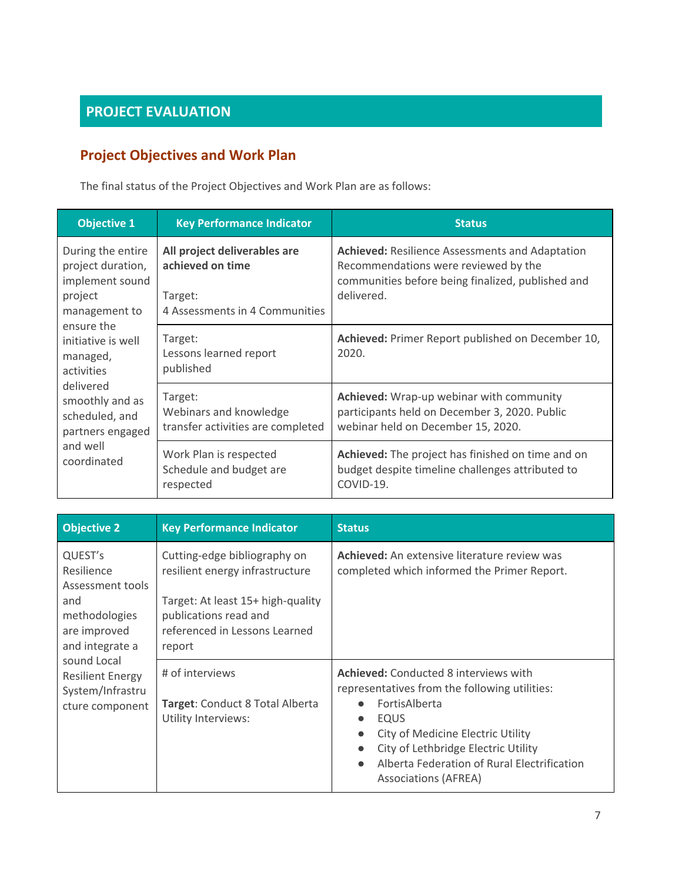# PROJECT EVALUATION

## Project Objectives and Work Plan

The final status of the Project Objectives and Work Plan are as follows:

| Objective 1 | Key Performance Indicator | Status |
|---|---|---|
| During the entire project duration, implement sound project management to ensure the initiative is well managed, activities delivered smoothly and as scheduled, and partners engaged and well coordinated | **All project deliverables are achieved on time**<br><br>Target:<br>4 Assessments in 4 Communities | **Achieved:** Resilience Assessments and Adaptation Recommendations were reviewed by the communities before being finalized, published and delivered. |
| | Target:<br>Lessons learned report published | **Achieved:** Primer Report published on December 10, 2020. |
| | Target:<br>Webinars and knowledge transfer activities are completed | **Achieved:** Wrap-up webinar with community participants held on December 3, 2020. Public webinar held on December 15, 2020. |
| | Work Plan is respected<br>Schedule and budget are respected | **Achieved:** The project has finished on time and on budget despite timeline challenges attributed to COVID-19. |

| Objective 2 | Key Performance Indicator | Status |
|---|---|---|
| QUEST's Resilience Assessment tools and methodologies are improved and integrate a sound Local Resilient Energy System/Infrastructure component | Cutting-edge bibliography on resilient energy infrastructure<br><br>Target: At least 15+ high-quality publications read and referenced in Lessons Learned report | **Achieved:** An extensive literature review was completed which informed the Primer Report. |
| | # of interviews<br><br>**Target**: Conduct 8 Total Alberta Utility Interviews: | **Achieved:** Conducted 8 interviews with representatives from the following utilities:<br>● FortisAlberta<br>● EQUS<br>● City of Medicine Electric Utility<br>● City of Lethbridge Electric Utility<br>● Alberta Federation of Rural Electrification Associations (AFREA) |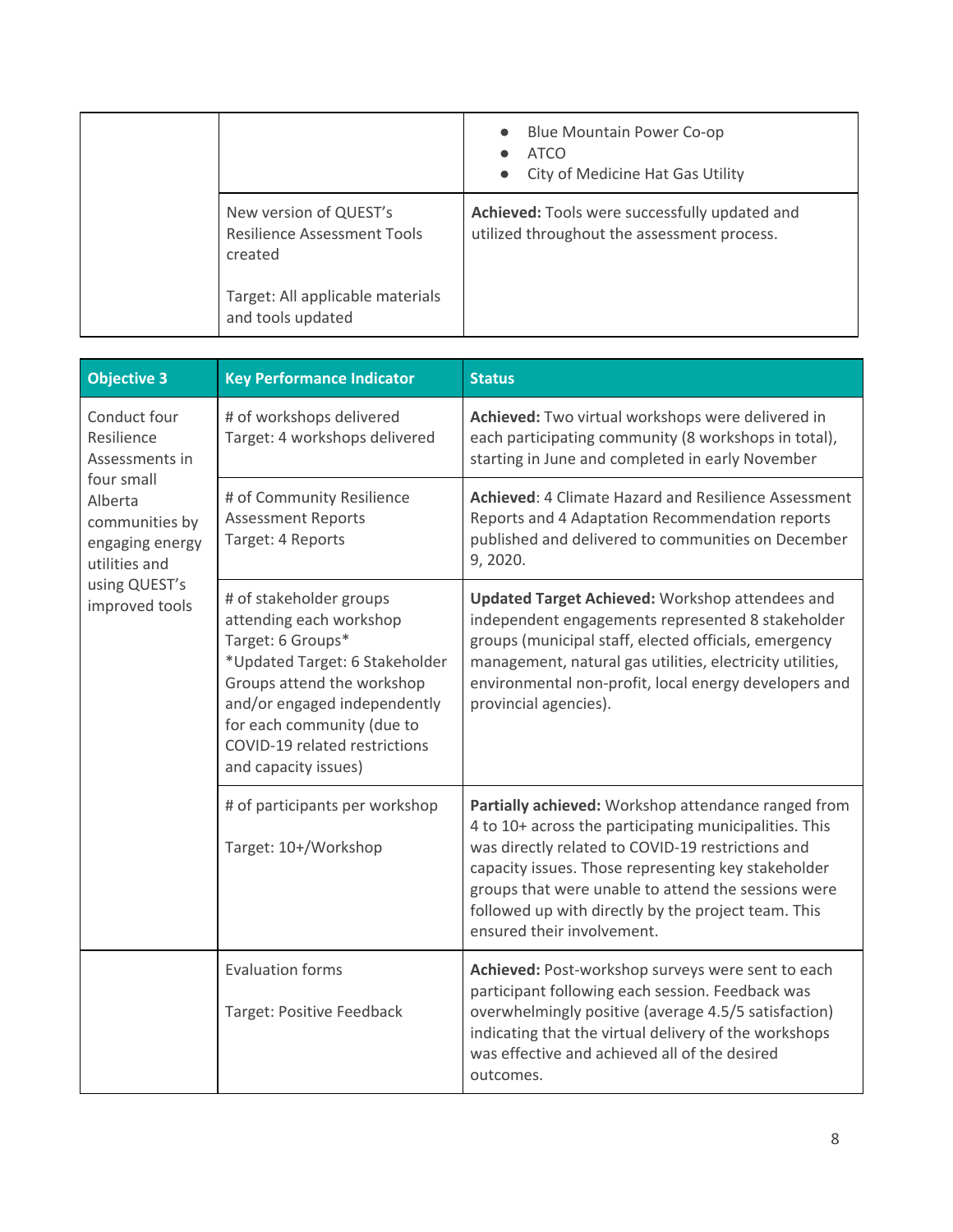| | | |
|---|---|---|
| | | • Blue Mountain Power Co-op<br>• ATCO<br>• City of Medicine Hat Gas Utility |
| | New version of QUEST's Resilience Assessment Tools created<br><br>Target: All applicable materials and tools updated | **Achieved:** Tools were successfully updated and utilized throughout the assessment process. |

| Objective 3 | Key Performance Indicator | Status |
|---|---|---|
| Conduct four Resilience Assessments in four small Alberta communities by engaging energy utilities and using QUEST's improved tools | # of workshops delivered<br>Target: 4 workshops delivered | **Achieved:** Two virtual workshops were delivered in each participating community (8 workshops in total), starting in June and completed in early November |
| | # of Community Resilience Assessment Reports<br>Target: 4 Reports | **Achieved**: 4 Climate Hazard and Resilience Assessment Reports and 4 Adaptation Recommendation reports published and delivered to communities on December 9, 2020. |
| | # of stakeholder groups attending each workshop<br>Target: 6 Groups*<br>*Updated Target: 6 Stakeholder Groups attend the workshop and/or engaged independently for each community (due to COVID-19 related restrictions and capacity issues) | **Updated Target Achieved:** Workshop attendees and independent engagements represented 8 stakeholder groups (municipal staff, elected officials, emergency management, natural gas utilities, electricity utilities, environmental non-profit, local energy developers and provincial agencies). |
| | # of participants per workshop<br><br>Target: 10+/Workshop | **Partially achieved:** Workshop attendance ranged from 4 to 10+ across the participating municipalities. This was directly related to COVID-19 restrictions and capacity issues. Those representing key stakeholder groups that were unable to attend the sessions were followed up with directly by the project team. This ensured their involvement. |
| | Evaluation forms<br><br>Target: Positive Feedback | **Achieved:** Post-workshop surveys were sent to each participant following each session. Feedback was overwhelmingly positive (average 4.5/5 satisfaction) indicating that the virtual delivery of the workshops was effective and achieved all of the desired outcomes. |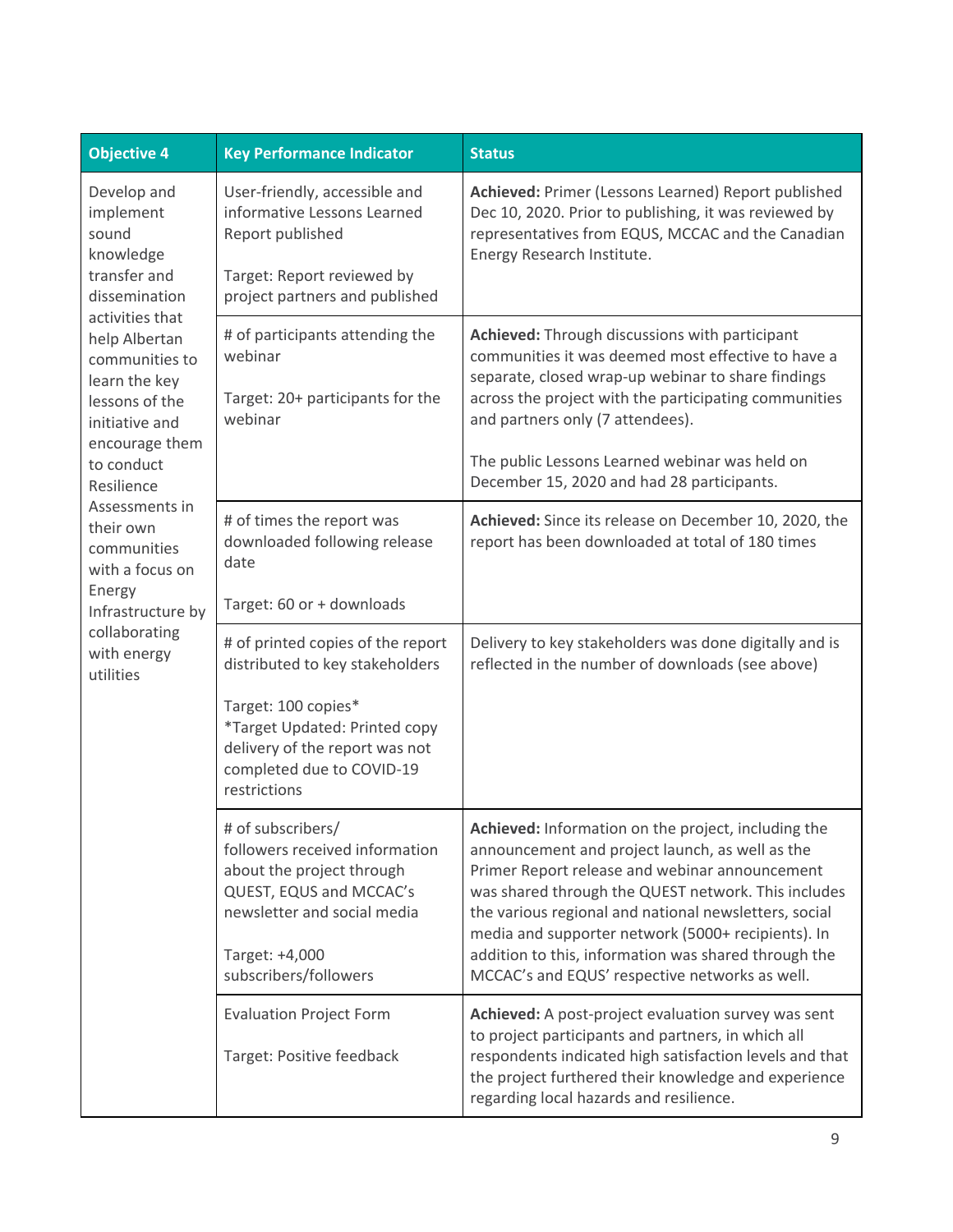| Objective 4 | Key Performance Indicator | Status |
|---|---|---|
| Develop and implement sound knowledge transfer and dissemination activities that help Albertan communities to learn the key lessons of the initiative and encourage them to conduct Resilience Assessments in their own communities with a focus on Energy Infrastructure by collaborating with energy utilities | User-friendly, accessible and informative Lessons Learned Report published<br><br>Target: Report reviewed by project partners and published | **Achieved:** Primer (Lessons Learned) Report published Dec 10, 2020. Prior to publishing, it was reviewed by representatives from EQUS, MCCAC and the Canadian Energy Research Institute. |
| | # of participants attending the webinar<br><br>Target: 20+ participants for the webinar | **Achieved:** Through discussions with participant communities it was deemed most effective to have a separate, closed wrap-up webinar to share findings across the project with the participating communities and partners only (7 attendees).<br><br>The public Lessons Learned webinar was held on December 15, 2020 and had 28 participants. |
| | # of times the report was downloaded following release date<br><br>Target: 60 or + downloads | **Achieved:** Since its release on December 10, 2020, the report has been downloaded at total of 180 times |
| | # of printed copies of the report distributed to key stakeholders<br><br>Target: 100 copies*<br>*Target Updated: Printed copy delivery of the report was not completed due to COVID-19 restrictions | Delivery to key stakeholders was done digitally and is reflected in the number of downloads (see above) |
| | # of subscribers/ followers received information about the project through QUEST, EQUS and MCCAC's newsletter and social media<br><br>Target: +4,000 subscribers/followers | **Achieved:** Information on the project, including the announcement and project launch, as well as the Primer Report release and webinar announcement was shared through the QUEST network. This includes the various regional and national newsletters, social media and supporter network (5000+ recipients). In addition to this, information was shared through the MCCAC's and EQUS' respective networks as well. |
| | Evaluation Project Form<br><br>Target: Positive feedback | **Achieved:** A post-project evaluation survey was sent to project participants and partners, in which all respondents indicated high satisfaction levels and that the project furthered their knowledge and experience regarding local hazards and resilience. |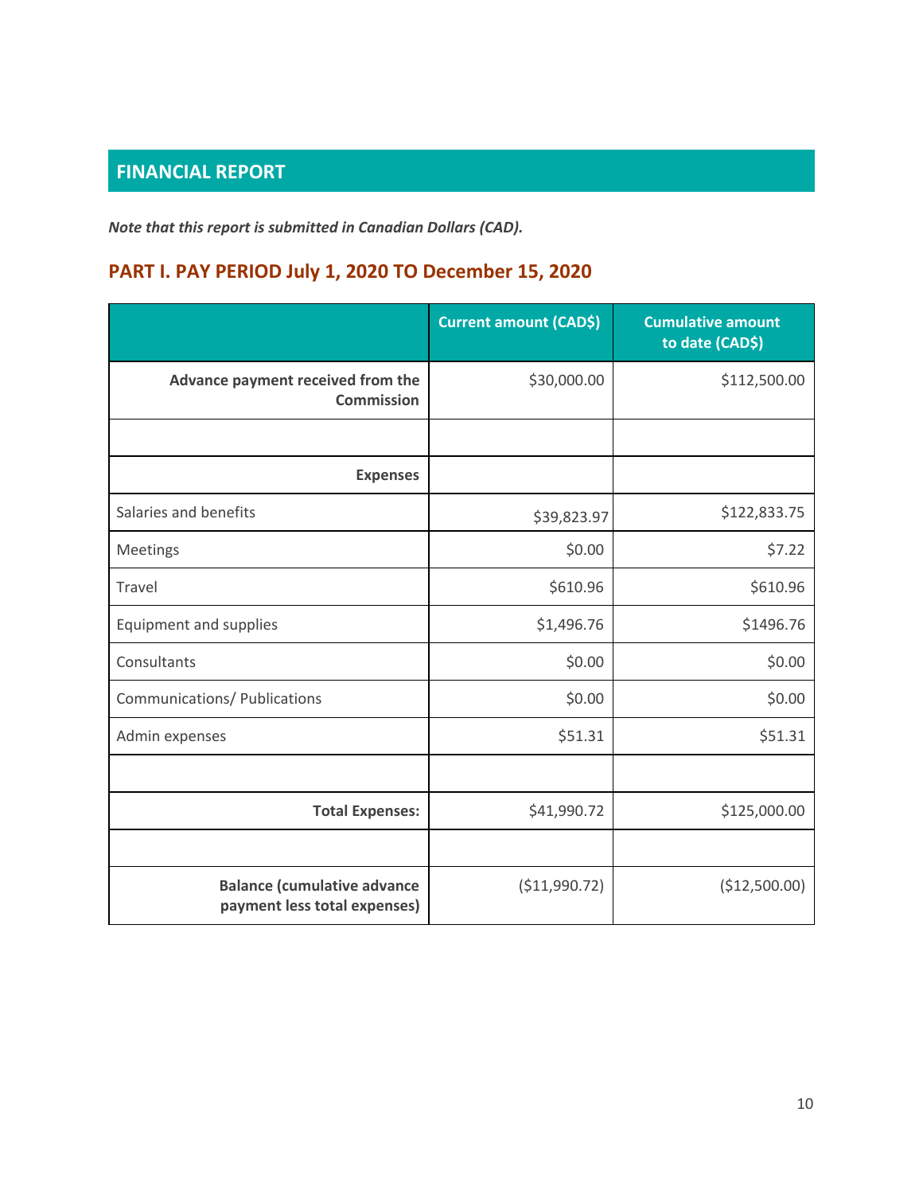## FINANCIAL REPORT

***Note that this report is submitted in Canadian Dollars (CAD).***

### PART I. PAY PERIOD July 1, 2020 TO December 15, 2020

| | Current amount (CAD$) | Cumulative amount to date (CAD$) |
|---|---|---|
| **Advance payment received from the Commission** | $30,000.00 | $112,500.00 |
| | | |
| **Expenses** | | |
| Salaries and benefits | $39,823.97 | $122,833.75 |
| Meetings | $0.00 | $7.22 |
| Travel | $610.96 | $610.96 |
| Equipment and supplies | $1,496.76 | $1496.76 |
| Consultants | $0.00 | $0.00 |
| Communications/ Publications | $0.00 | $0.00 |
| Admin expenses | $51.31 | $51.31 |
| | | |
| **Total Expenses:** | $41,990.72 | $125,000.00 |
| | | |
| **Balance (cumulative advance payment less total expenses)** | ($11,990.72) | ($12,500.00) |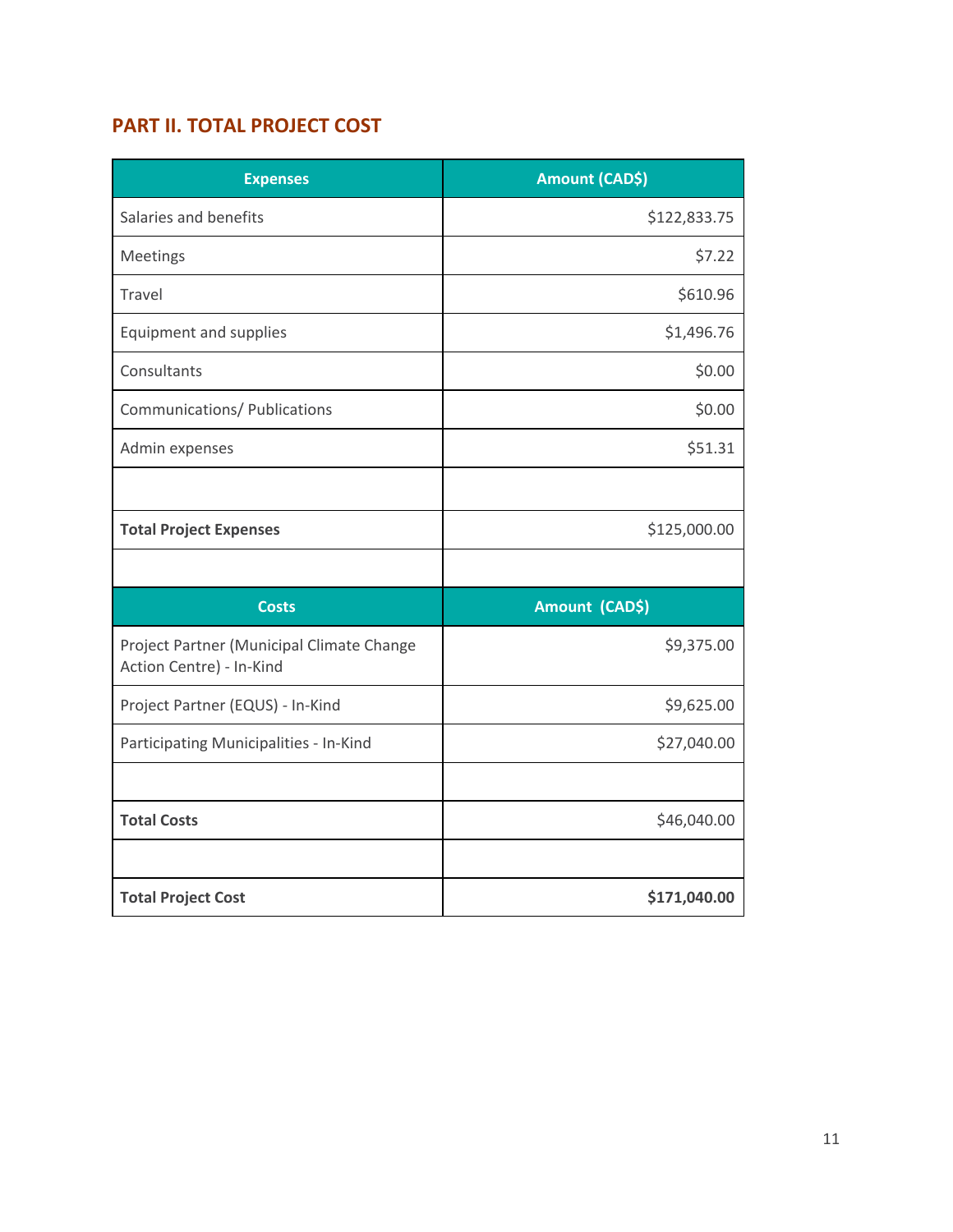## PART II. TOTAL PROJECT COST

| Expenses | Amount (CAD$) |
|---|---|
| Salaries and benefits | $122,833.75 |
| Meetings | $7.22 |
| Travel | $610.96 |
| Equipment and supplies | $1,496.76 |
| Consultants | $0.00 |
| Communications/ Publications | $0.00 |
| Admin expenses | $51.31 |
| | |
| **Total Project Expenses** | $125,000.00 |
| | |
| **Costs** | **Amount (CAD$)** |
| Project Partner (Municipal Climate Change Action Centre) - In-Kind | $9,375.00 |
| Project Partner (EQUS) - In-Kind | $9,625.00 |
| Participating Municipalities - In-Kind | $27,040.00 |
| | |
| **Total Costs** | $46,040.00 |
| | |
| **Total Project Cost** | **$171,040.00** |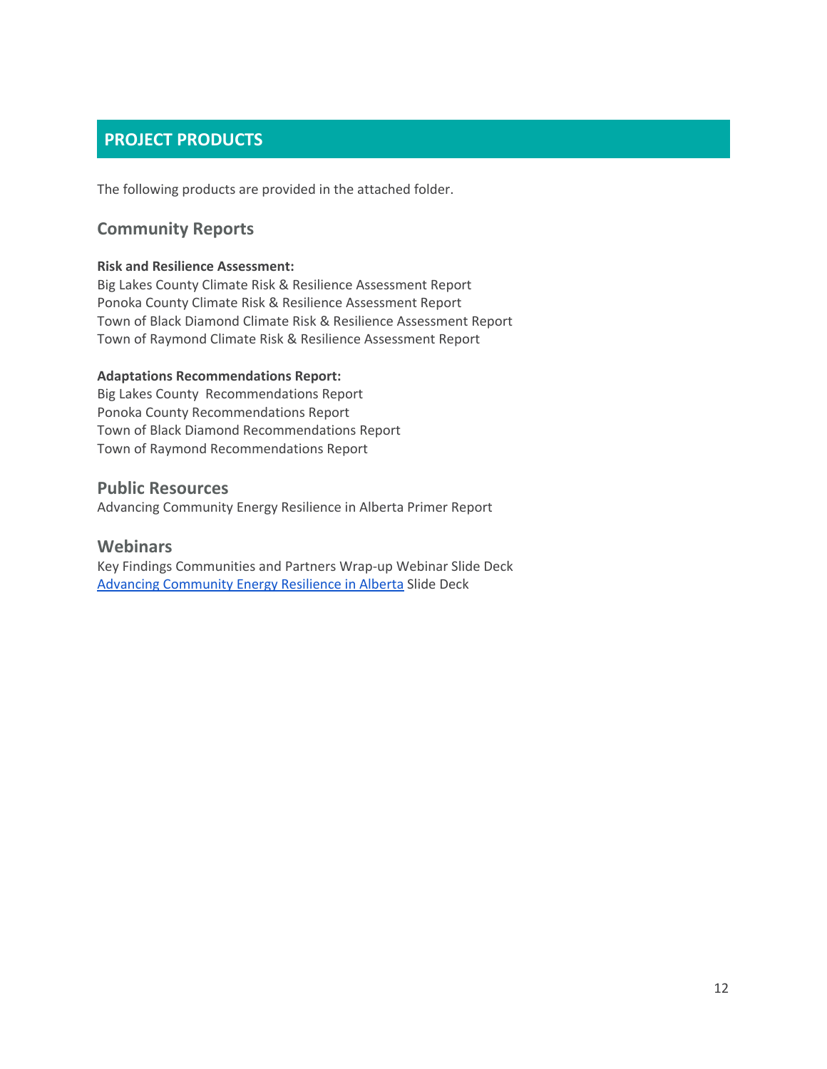## PROJECT PRODUCTS

The following products are provided in the attached folder.

### Community Reports

**Risk and Resilience Assessment:**
Big Lakes County Climate Risk & Resilience Assessment Report
Ponoka County Climate Risk & Resilience Assessment Report
Town of Black Diamond Climate Risk & Resilience Assessment Report
Town of Raymond Climate Risk & Resilience Assessment Report

**Adaptations Recommendations Report:**
Big Lakes County Recommendations Report
Ponoka County Recommendations Report
Town of Black Diamond Recommendations Report
Town of Raymond Recommendations Report

### Public Resources

Advancing Community Energy Resilience in Alberta Primer Report

### Webinars

Key Findings Communities and Partners Wrap-up Webinar Slide Deck
Advancing Community Energy Resilience in Alberta Slide Deck